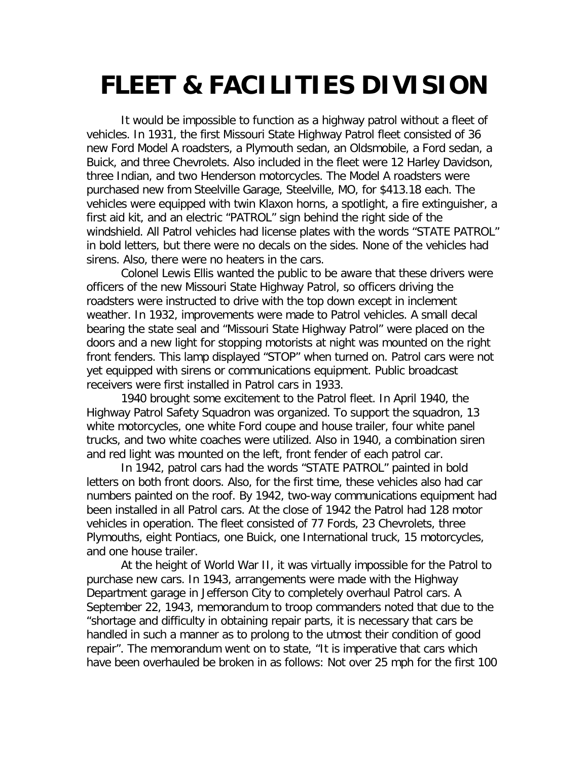# FLEET & FACILITIES DIVISION

It would be impossible to function as a highway patrol without a fleet of vehicles. In 1931, the first Missouri State Highway Patrol fleet consisted of 36 new Ford Model A roadsters, a Plymouth sedan, an Oldsmobile, a Ford sedan, a Buick, and three Chevrolets. Also included in the fleet were 12 Harley Davidson, three Indian, and two Henderson motorcycles. The Model A roadsters were purchased new from Steelville Garage, Steelville, MO, for $413.18 each. The vehicles were equipped with twin Klaxon horns, a spotlight, a fire extinguisher, a first aid kit, and an electric "PATROL" sign behind the right side of the windshield. All Patrol vehicles had license plates with the words "STATE PATROL" in bold letters, but there were no decals on the sides. None of the vehicles had sirens. Also, there were no heaters in the cars.

Colonel Lewis Ellis wanted the public to be aware that these drivers were officers of the new Missouri State Highway Patrol, so officers driving the roadsters were instructed to drive with the top down except in inclement weather. In 1932, improvements were made to Patrol vehicles. A small decal bearing the state seal and "Missouri State Highway Patrol" were placed on the doors and a new light for stopping motorists at night was mounted on the right front fenders. This lamp displayed "STOP" when turned on. Patrol cars were not yet equipped with sirens or communications equipment. Public broadcast receivers were first installed in Patrol cars in 1933.

1940 brought some excitement to the Patrol fleet. In April 1940, the Highway Patrol Safety Squadron was organized. To support the squadron, 13 white motorcycles, one white Ford coupe and house trailer, four white panel trucks, and two white coaches were utilized. Also in 1940, a combination siren and red light was mounted on the left, front fender of each patrol car.

In 1942, patrol cars had the words "STATE PATROL" painted in bold letters on both front doors. Also, for the first time, these vehicles also had car numbers painted on the roof. By 1942, two-way communications equipment had been installed in all Patrol cars. At the close of 1942 the Patrol had 128 motor vehicles in operation. The fleet consisted of 77 Fords, 23 Chevrolets, three Plymouths, eight Pontiacs, one Buick, one International truck, 15 motorcycles, and one house trailer.

At the height of World War II, it was virtually impossible for the Patrol to purchase new cars. In 1943, arrangements were made with the Highway Department garage in Jefferson City to completely overhaul Patrol cars. A September 22, 1943, memorandum to troop commanders noted that due to the "shortage and difficulty in obtaining repair parts, it is necessary that cars be handled in such a manner as to prolong to the utmost their condition of good repair". The memorandum went on to state, "It is imperative that cars which have been overhauled be broken in as follows: Not over 25 mph for the first 100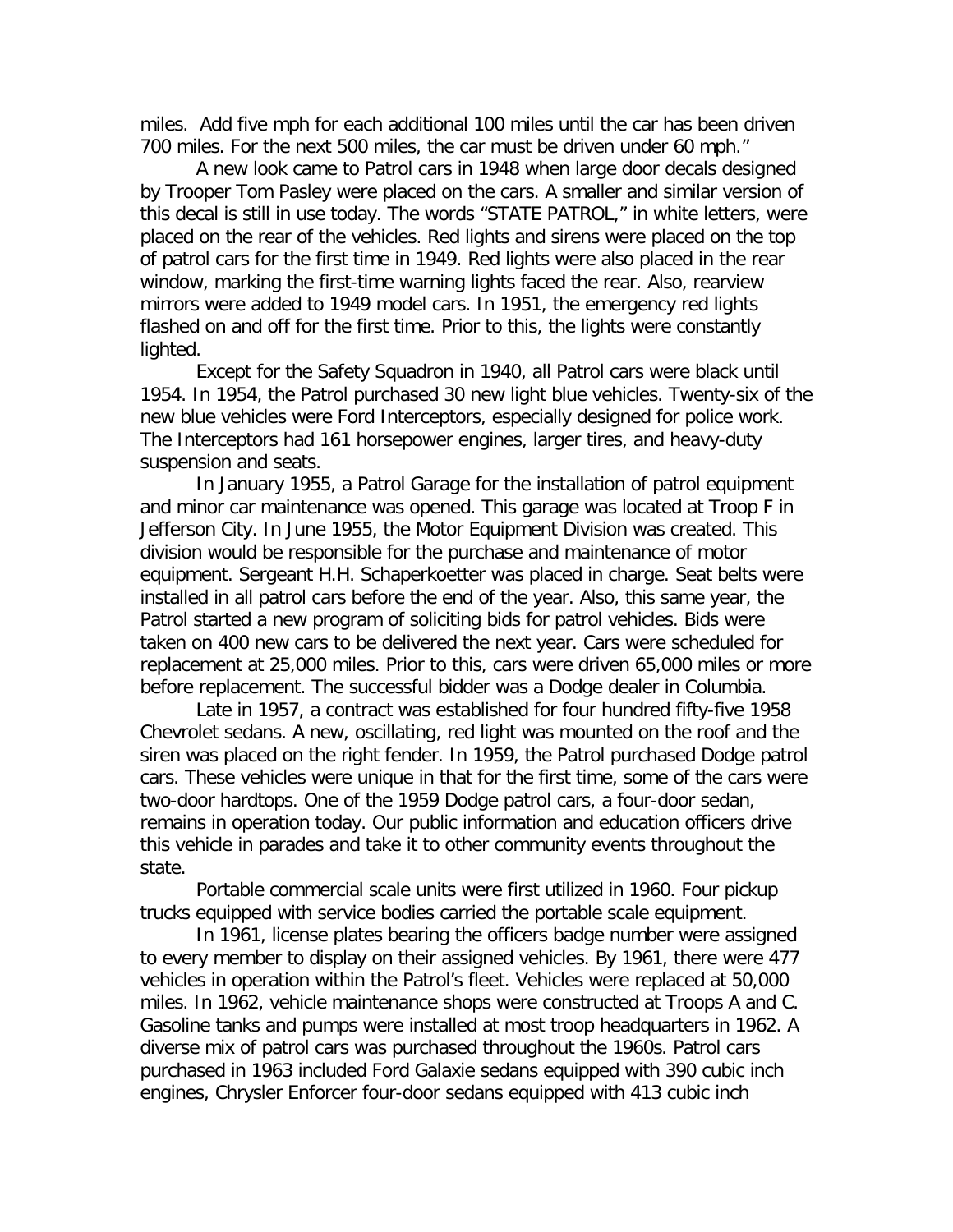miles. Add five mph for each additional 100 miles until the car has been driven 700 miles. For the next 500 miles, the car must be driven under 60 mph."

A new look came to Patrol cars in 1948 when large door decals designed by Trooper Tom Pasley were placed on the cars. A smaller and similar version of this decal is still in use today. The words "STATE PATROL," in white letters, were placed on the rear of the vehicles. Red lights and sirens were placed on the top of patrol cars for the first time in 1949. Red lights were also placed in the rear window, marking the first-time warning lights faced the rear. Also, rearview mirrors were added to 1949 model cars. In 1951, the emergency red lights flashed on and off for the first time. Prior to this, the lights were constantly lighted.

Except for the Safety Squadron in 1940, all Patrol cars were black until 1954. In 1954, the Patrol purchased 30 new light blue vehicles. Twenty-six of the new blue vehicles were Ford Interceptors, especially designed for police work. The Interceptors had 161 horsepower engines, larger tires, and heavy-duty suspension and seats.

In January 1955, a Patrol Garage for the installation of patrol equipment and minor car maintenance was opened. This garage was located at Troop F in Jefferson City. In June 1955, the Motor Equipment Division was created. This division would be responsible for the purchase and maintenance of motor equipment. Sergeant H.H. Schaperkoetter was placed in charge. Seat belts were installed in all patrol cars before the end of the year. Also, this same year, the Patrol started a new program of soliciting bids for patrol vehicles. Bids were taken on 400 new cars to be delivered the next year. Cars were scheduled for replacement at 25,000 miles. Prior to this, cars were driven 65,000 miles or more before replacement. The successful bidder was a Dodge dealer in Columbia.

Late in 1957, a contract was established for four hundred fifty-five 1958 Chevrolet sedans. A new, oscillating, red light was mounted on the roof and the siren was placed on the right fender. In 1959, the Patrol purchased Dodge patrol cars. These vehicles were unique in that for the first time, some of the cars were two-door hardtops. One of the 1959 Dodge patrol cars, a four-door sedan, remains in operation today. Our public information and education officers drive this vehicle in parades and take it to other community events throughout the state.

Portable commercial scale units were first utilized in 1960. Four pickup trucks equipped with service bodies carried the portable scale equipment.

In 1961, license plates bearing the officers badge number were assigned to every member to display on their assigned vehicles. By 1961, there were 477 vehicles in operation within the Patrol's fleet. Vehicles were replaced at 50,000 miles. In 1962, vehicle maintenance shops were constructed at Troops A and C. Gasoline tanks and pumps were installed at most troop headquarters in 1962. A diverse mix of patrol cars was purchased throughout the 1960s. Patrol cars purchased in 1963 included Ford Galaxie sedans equipped with 390 cubic inch engines, Chrysler Enforcer four-door sedans equipped with 413 cubic inch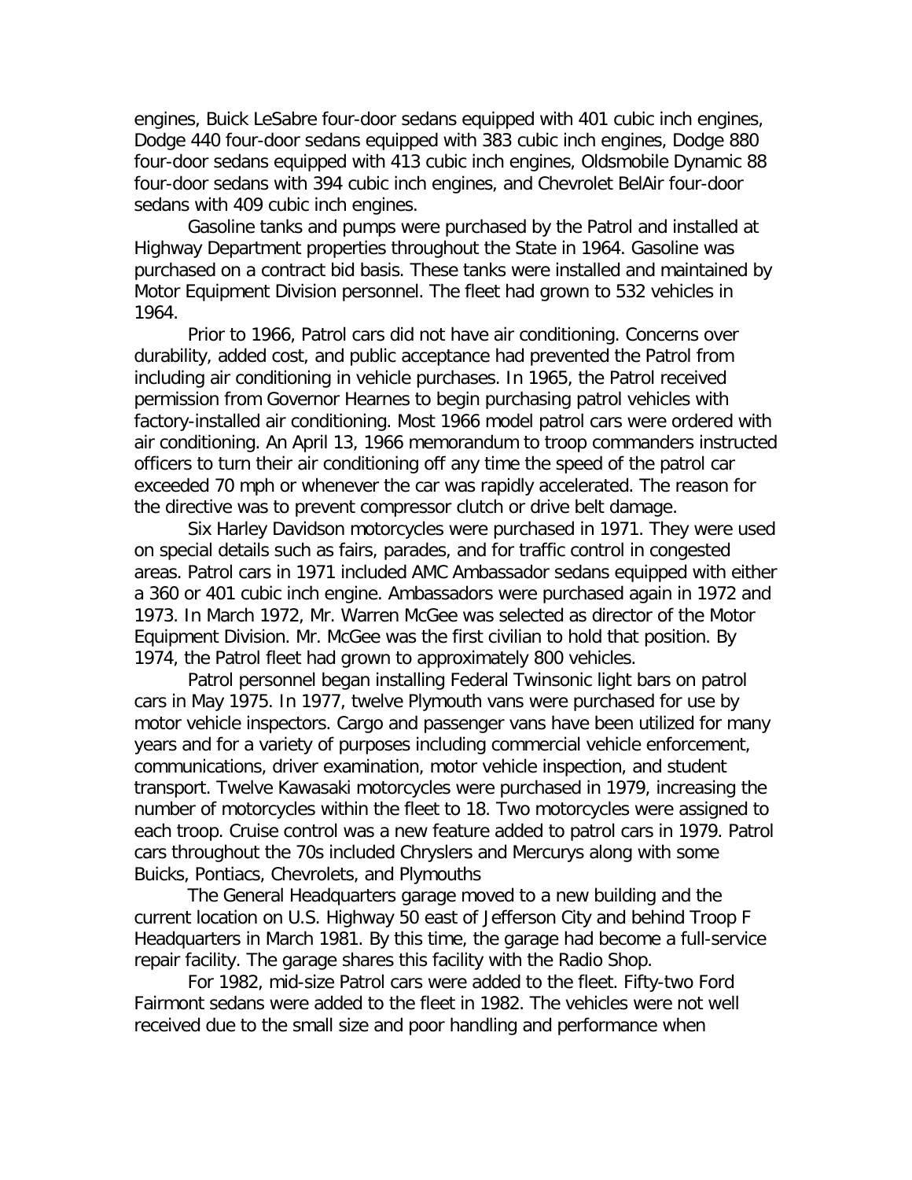engines, Buick LeSabre four-door sedans equipped with 401 cubic inch engines, Dodge 440 four-door sedans equipped with 383 cubic inch engines, Dodge 880 four-door sedans equipped with 413 cubic inch engines, Oldsmobile Dynamic 88 four-door sedans with 394 cubic inch engines, and Chevrolet BelAir four-door sedans with 409 cubic inch engines.

Gasoline tanks and pumps were purchased by the Patrol and installed at Highway Department properties throughout the State in 1964. Gasoline was purchased on a contract bid basis. These tanks were installed and maintained by Motor Equipment Division personnel. The fleet had grown to 532 vehicles in 1964.

Prior to 1966, Patrol cars did not have air conditioning. Concerns over durability, added cost, and public acceptance had prevented the Patrol from including air conditioning in vehicle purchases. In 1965, the Patrol received permission from Governor Hearnes to begin purchasing patrol vehicles with factory-installed air conditioning. Most 1966 model patrol cars were ordered with air conditioning. An April 13, 1966 memorandum to troop commanders instructed officers to turn their air conditioning off any time the speed of the patrol car exceeded 70 mph or whenever the car was rapidly accelerated. The reason for the directive was to prevent compressor clutch or drive belt damage.

Six Harley Davidson motorcycles were purchased in 1971. They were used on special details such as fairs, parades, and for traffic control in congested areas. Patrol cars in 1971 included AMC Ambassador sedans equipped with either a 360 or 401 cubic inch engine. Ambassadors were purchased again in 1972 and 1973. In March 1972, Mr. Warren McGee was selected as director of the Motor Equipment Division. Mr. McGee was the first civilian to hold that position. By 1974, the Patrol fleet had grown to approximately 800 vehicles.

Patrol personnel began installing Federal Twinsonic light bars on patrol cars in May 1975. In 1977, twelve Plymouth vans were purchased for use by motor vehicle inspectors. Cargo and passenger vans have been utilized for many years and for a variety of purposes including commercial vehicle enforcement, communications, driver examination, motor vehicle inspection, and student transport. Twelve Kawasaki motorcycles were purchased in 1979, increasing the number of motorcycles within the fleet to 18. Two motorcycles were assigned to each troop. Cruise control was a new feature added to patrol cars in 1979. Patrol cars throughout the 70s included Chryslers and Mercurys along with some Buicks, Pontiacs, Chevrolets, and Plymouths

The General Headquarters garage moved to a new building and the current location on U.S. Highway 50 east of Jefferson City and behind Troop F Headquarters in March 1981. By this time, the garage had become a full-service repair facility. The garage shares this facility with the Radio Shop.

For 1982, mid-size Patrol cars were added to the fleet. Fifty-two Ford Fairmont sedans were added to the fleet in 1982. The vehicles were not well received due to the small size and poor handling and performance when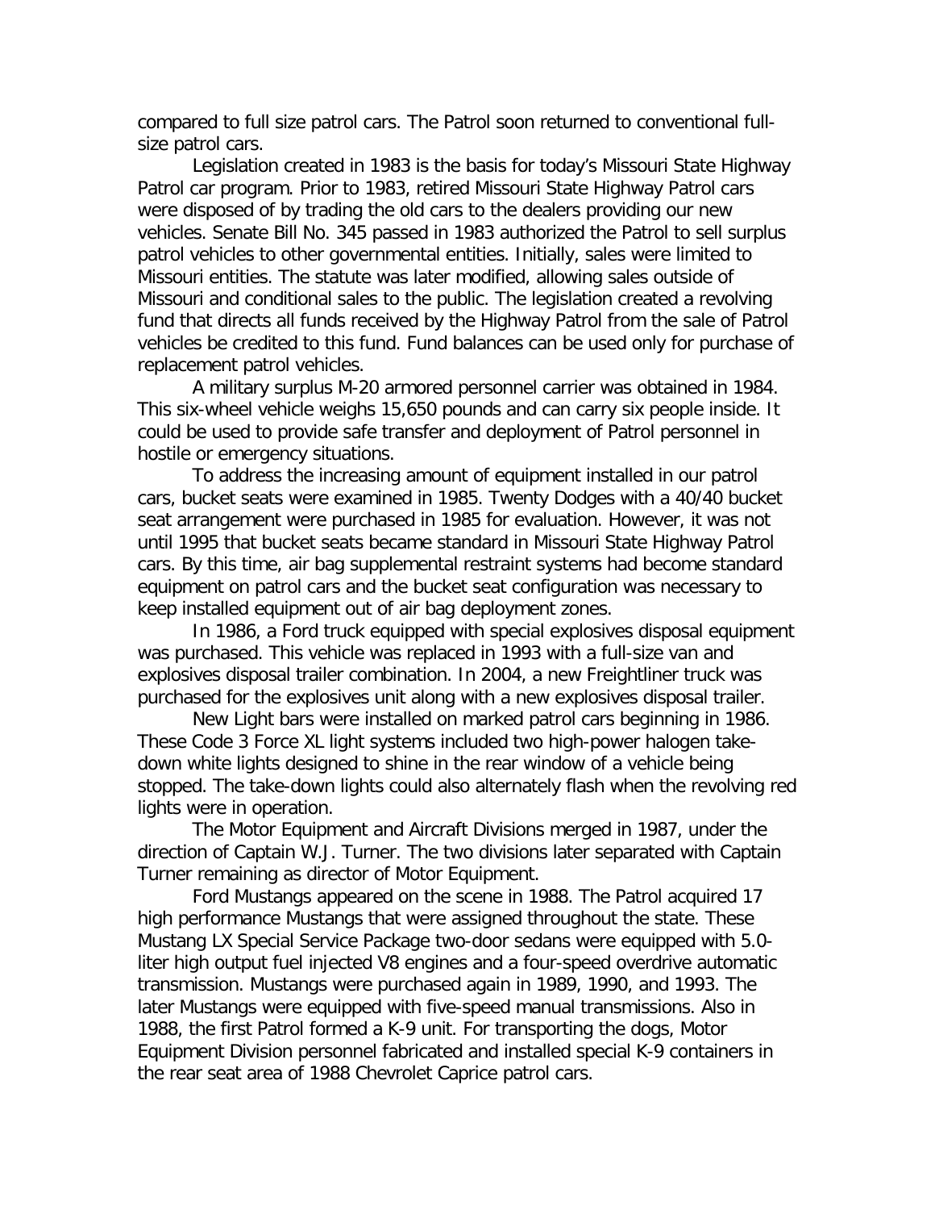compared to full size patrol cars. The Patrol soon returned to conventional full-size patrol cars.

Legislation created in 1983 is the basis for today's Missouri State Highway Patrol car program. Prior to 1983, retired Missouri State Highway Patrol cars were disposed of by trading the old cars to the dealers providing our new vehicles. Senate Bill No. 345 passed in 1983 authorized the Patrol to sell surplus patrol vehicles to other governmental entities. Initially, sales were limited to Missouri entities. The statute was later modified, allowing sales outside of Missouri and conditional sales to the public. The legislation created a revolving fund that directs all funds received by the Highway Patrol from the sale of Patrol vehicles be credited to this fund. Fund balances can be used only for purchase of replacement patrol vehicles.

A military surplus M-20 armored personnel carrier was obtained in 1984. This six-wheel vehicle weighs 15,650 pounds and can carry six people inside. It could be used to provide safe transfer and deployment of Patrol personnel in hostile or emergency situations.

To address the increasing amount of equipment installed in our patrol cars, bucket seats were examined in 1985. Twenty Dodges with a 40/40 bucket seat arrangement were purchased in 1985 for evaluation. However, it was not until 1995 that bucket seats became standard in Missouri State Highway Patrol cars. By this time, air bag supplemental restraint systems had become standard equipment on patrol cars and the bucket seat configuration was necessary to keep installed equipment out of air bag deployment zones.

In 1986, a Ford truck equipped with special explosives disposal equipment was purchased. This vehicle was replaced in 1993 with a full-size van and explosives disposal trailer combination. In 2004, a new Freightliner truck was purchased for the explosives unit along with a new explosives disposal trailer.

New Light bars were installed on marked patrol cars beginning in 1986. These Code 3 Force XL light systems included two high-power halogen take-down white lights designed to shine in the rear window of a vehicle being stopped. The take-down lights could also alternately flash when the revolving red lights were in operation.

The Motor Equipment and Aircraft Divisions merged in 1987, under the direction of Captain W.J. Turner. The two divisions later separated with Captain Turner remaining as director of Motor Equipment.

Ford Mustangs appeared on the scene in 1988. The Patrol acquired 17 high performance Mustangs that were assigned throughout the state. These Mustang LX Special Service Package two-door sedans were equipped with 5.0-liter high output fuel injected V8 engines and a four-speed overdrive automatic transmission. Mustangs were purchased again in 1989, 1990, and 1993. The later Mustangs were equipped with five-speed manual transmissions. Also in 1988, the first Patrol formed a K-9 unit. For transporting the dogs, Motor Equipment Division personnel fabricated and installed special K-9 containers in the rear seat area of 1988 Chevrolet Caprice patrol cars.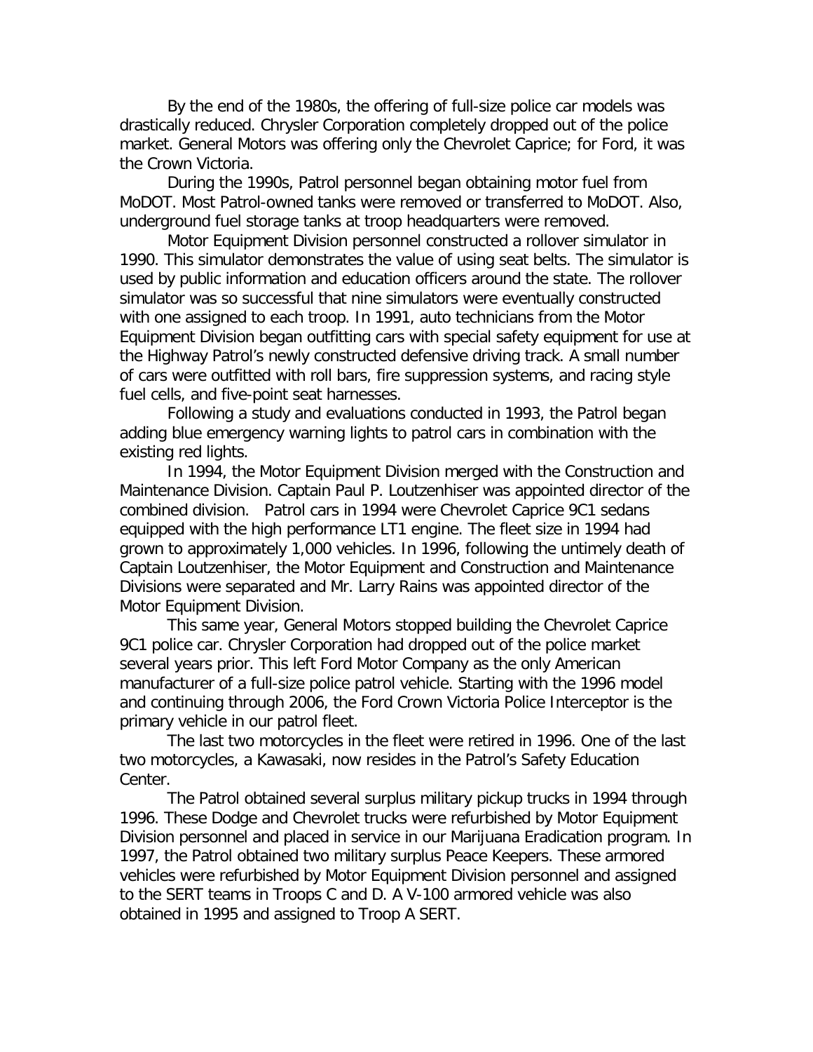By the end of the 1980s, the offering of full-size police car models was drastically reduced. Chrysler Corporation completely dropped out of the police market. General Motors was offering only the Chevrolet Caprice; for Ford, it was the Crown Victoria.

During the 1990s, Patrol personnel began obtaining motor fuel from MoDOT. Most Patrol-owned tanks were removed or transferred to MoDOT. Also, underground fuel storage tanks at troop headquarters were removed.

Motor Equipment Division personnel constructed a rollover simulator in 1990. This simulator demonstrates the value of using seat belts. The simulator is used by public information and education officers around the state. The rollover simulator was so successful that nine simulators were eventually constructed with one assigned to each troop. In 1991, auto technicians from the Motor Equipment Division began outfitting cars with special safety equipment for use at the Highway Patrol's newly constructed defensive driving track. A small number of cars were outfitted with roll bars, fire suppression systems, and racing style fuel cells, and five-point seat harnesses.

Following a study and evaluations conducted in 1993, the Patrol began adding blue emergency warning lights to patrol cars in combination with the existing red lights.

In 1994, the Motor Equipment Division merged with the Construction and Maintenance Division. Captain Paul P. Loutzenhiser was appointed director of the combined division. Patrol cars in 1994 were Chevrolet Caprice 9C1 sedans equipped with the high performance LT1 engine. The fleet size in 1994 had grown to approximately 1,000 vehicles. In 1996, following the untimely death of Captain Loutzenhiser, the Motor Equipment and Construction and Maintenance Divisions were separated and Mr. Larry Rains was appointed director of the Motor Equipment Division.

This same year, General Motors stopped building the Chevrolet Caprice 9C1 police car. Chrysler Corporation had dropped out of the police market several years prior. This left Ford Motor Company as the only American manufacturer of a full-size police patrol vehicle. Starting with the 1996 model and continuing through 2006, the Ford Crown Victoria Police Interceptor is the primary vehicle in our patrol fleet.

The last two motorcycles in the fleet were retired in 1996. One of the last two motorcycles, a Kawasaki, now resides in the Patrol's Safety Education Center.

The Patrol obtained several surplus military pickup trucks in 1994 through 1996. These Dodge and Chevrolet trucks were refurbished by Motor Equipment Division personnel and placed in service in our Marijuana Eradication program. In 1997, the Patrol obtained two military surplus Peace Keepers. These armored vehicles were refurbished by Motor Equipment Division personnel and assigned to the SERT teams in Troops C and D. A V-100 armored vehicle was also obtained in 1995 and assigned to Troop A SERT.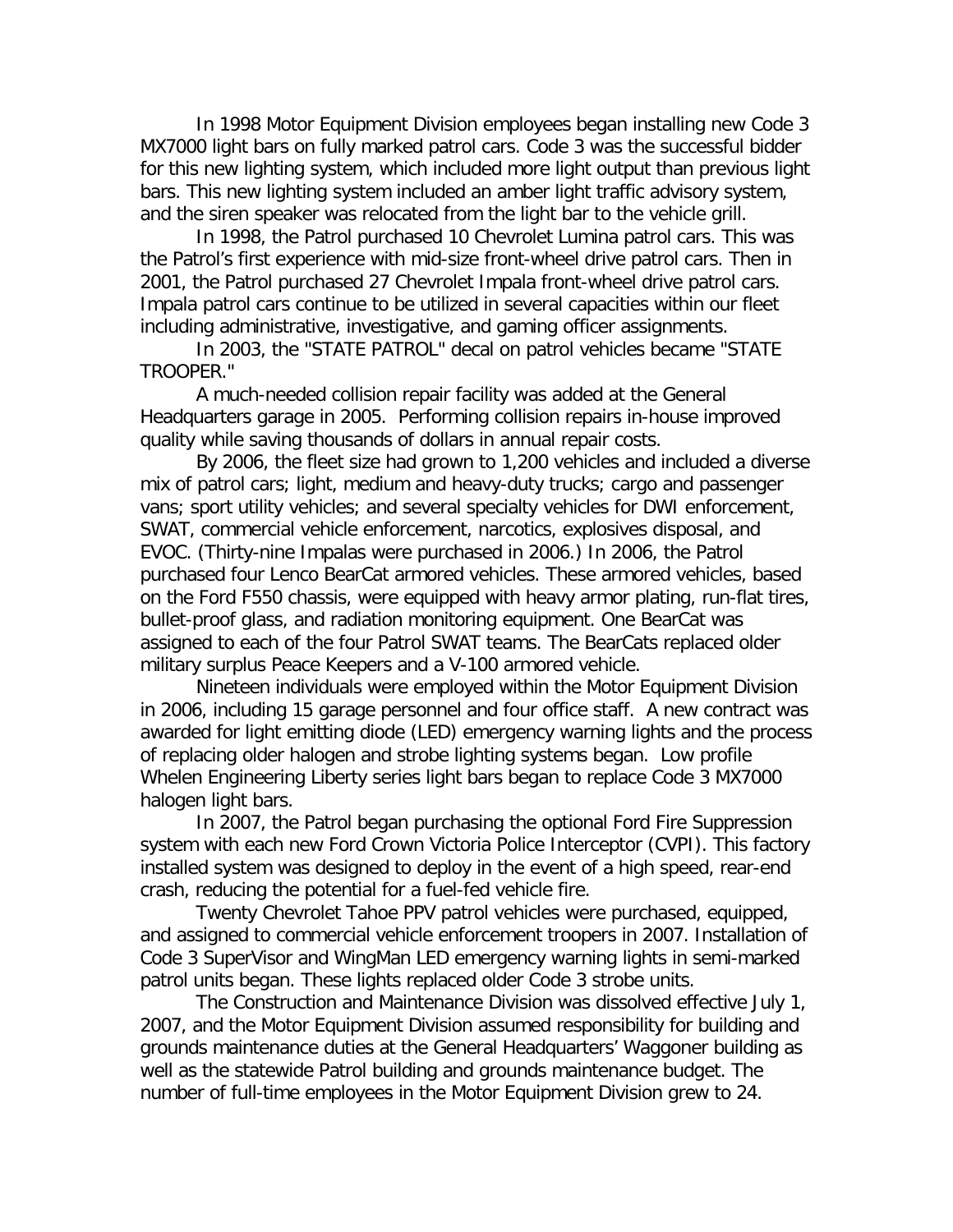In 1998 Motor Equipment Division employees began installing new Code 3 MX7000 light bars on fully marked patrol cars. Code 3 was the successful bidder for this new lighting system, which included more light output than previous light bars. This new lighting system included an amber light traffic advisory system, and the siren speaker was relocated from the light bar to the vehicle grill.

In 1998, the Patrol purchased 10 Chevrolet Lumina patrol cars. This was the Patrol's first experience with mid-size front-wheel drive patrol cars. Then in 2001, the Patrol purchased 27 Chevrolet Impala front-wheel drive patrol cars. Impala patrol cars continue to be utilized in several capacities within our fleet including administrative, investigative, and gaming officer assignments.

In 2003, the "STATE PATROL" decal on patrol vehicles became "STATE TROOPER."

A much-needed collision repair facility was added at the General Headquarters garage in 2005. Performing collision repairs in-house improved quality while saving thousands of dollars in annual repair costs.

By 2006, the fleet size had grown to 1,200 vehicles and included a diverse mix of patrol cars; light, medium and heavy-duty trucks; cargo and passenger vans; sport utility vehicles; and several specialty vehicles for DWI enforcement, SWAT, commercial vehicle enforcement, narcotics, explosives disposal, and EVOC. (Thirty-nine Impalas were purchased in 2006.) In 2006, the Patrol purchased four Lenco BearCat armored vehicles. These armored vehicles, based on the Ford F550 chassis, were equipped with heavy armor plating, run-flat tires, bullet-proof glass, and radiation monitoring equipment. One BearCat was assigned to each of the four Patrol SWAT teams. The BearCats replaced older military surplus Peace Keepers and a V-100 armored vehicle.

Nineteen individuals were employed within the Motor Equipment Division in 2006, including 15 garage personnel and four office staff. A new contract was awarded for light emitting diode (LED) emergency warning lights and the process of replacing older halogen and strobe lighting systems began. Low profile Whelen Engineering Liberty series light bars began to replace Code 3 MX7000 halogen light bars.

In 2007, the Patrol began purchasing the optional Ford Fire Suppression system with each new Ford Crown Victoria Police Interceptor (CVPI). This factory installed system was designed to deploy in the event of a high speed, rear-end crash, reducing the potential for a fuel-fed vehicle fire.

Twenty Chevrolet Tahoe PPV patrol vehicles were purchased, equipped, and assigned to commercial vehicle enforcement troopers in 2007. Installation of Code 3 SuperVisor and WingMan LED emergency warning lights in semi-marked patrol units began. These lights replaced older Code 3 strobe units.

The Construction and Maintenance Division was dissolved effective July 1, 2007, and the Motor Equipment Division assumed responsibility for building and grounds maintenance duties at the General Headquarters' Waggoner building as well as the statewide Patrol building and grounds maintenance budget. The number of full-time employees in the Motor Equipment Division grew to 24.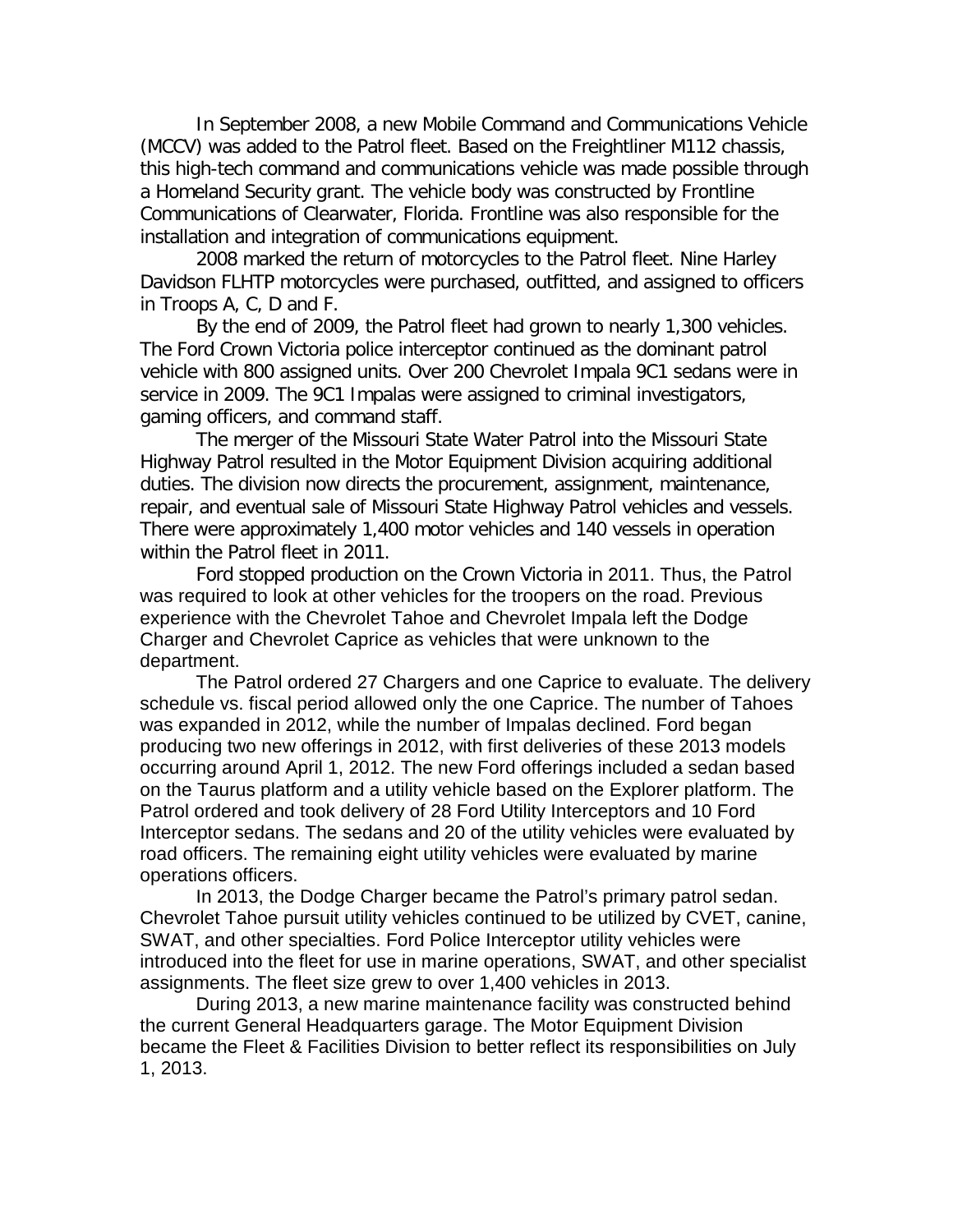In September 2008, a new Mobile Command and Communications Vehicle (MCCV) was added to the Patrol fleet. Based on the Freightliner M112 chassis, this high-tech command and communications vehicle was made possible through a Homeland Security grant. The vehicle body was constructed by Frontline Communications of Clearwater, Florida. Frontline was also responsible for the installation and integration of communications equipment.

2008 marked the return of motorcycles to the Patrol fleet. Nine Harley Davidson FLHTP motorcycles were purchased, outfitted, and assigned to officers in Troops A, C, D and F.

By the end of 2009, the Patrol fleet had grown to nearly 1,300 vehicles. The Ford Crown Victoria police interceptor continued as the dominant patrol vehicle with 800 assigned units. Over 200 Chevrolet Impala 9C1 sedans were in service in 2009. The 9C1 Impalas were assigned to criminal investigators, gaming officers, and command staff.

The merger of the Missouri State Water Patrol into the Missouri State Highway Patrol resulted in the Motor Equipment Division acquiring additional duties. The division now directs the procurement, assignment, maintenance, repair, and eventual sale of Missouri State Highway Patrol vehicles and vessels. There were approximately 1,400 motor vehicles and 140 vessels in operation within the Patrol fleet in 2011.

Ford stopped production on the Crown Victoria in 2011. Thus, the Patrol was required to look at other vehicles for the troopers on the road. Previous experience with the Chevrolet Tahoe and Chevrolet Impala left the Dodge Charger and Chevrolet Caprice as vehicles that were unknown to the department.

The Patrol ordered 27 Chargers and one Caprice to evaluate. The delivery schedule vs. fiscal period allowed only the one Caprice. The number of Tahoes was expanded in 2012, while the number of Impalas declined. Ford began producing two new offerings in 2012, with first deliveries of these 2013 models occurring around April 1, 2012. The new Ford offerings included a sedan based on the Taurus platform and a utility vehicle based on the Explorer platform. The Patrol ordered and took delivery of 28 Ford Utility Interceptors and 10 Ford Interceptor sedans. The sedans and 20 of the utility vehicles were evaluated by road officers. The remaining eight utility vehicles were evaluated by marine operations officers.

In 2013, the Dodge Charger became the Patrol's primary patrol sedan. Chevrolet Tahoe pursuit utility vehicles continued to be utilized by CVET, canine, SWAT, and other specialties. Ford Police Interceptor utility vehicles were introduced into the fleet for use in marine operations, SWAT, and other specialist assignments. The fleet size grew to over 1,400 vehicles in 2013.

During 2013, a new marine maintenance facility was constructed behind the current General Headquarters garage. The Motor Equipment Division became the Fleet & Facilities Division to better reflect its responsibilities on July 1, 2013.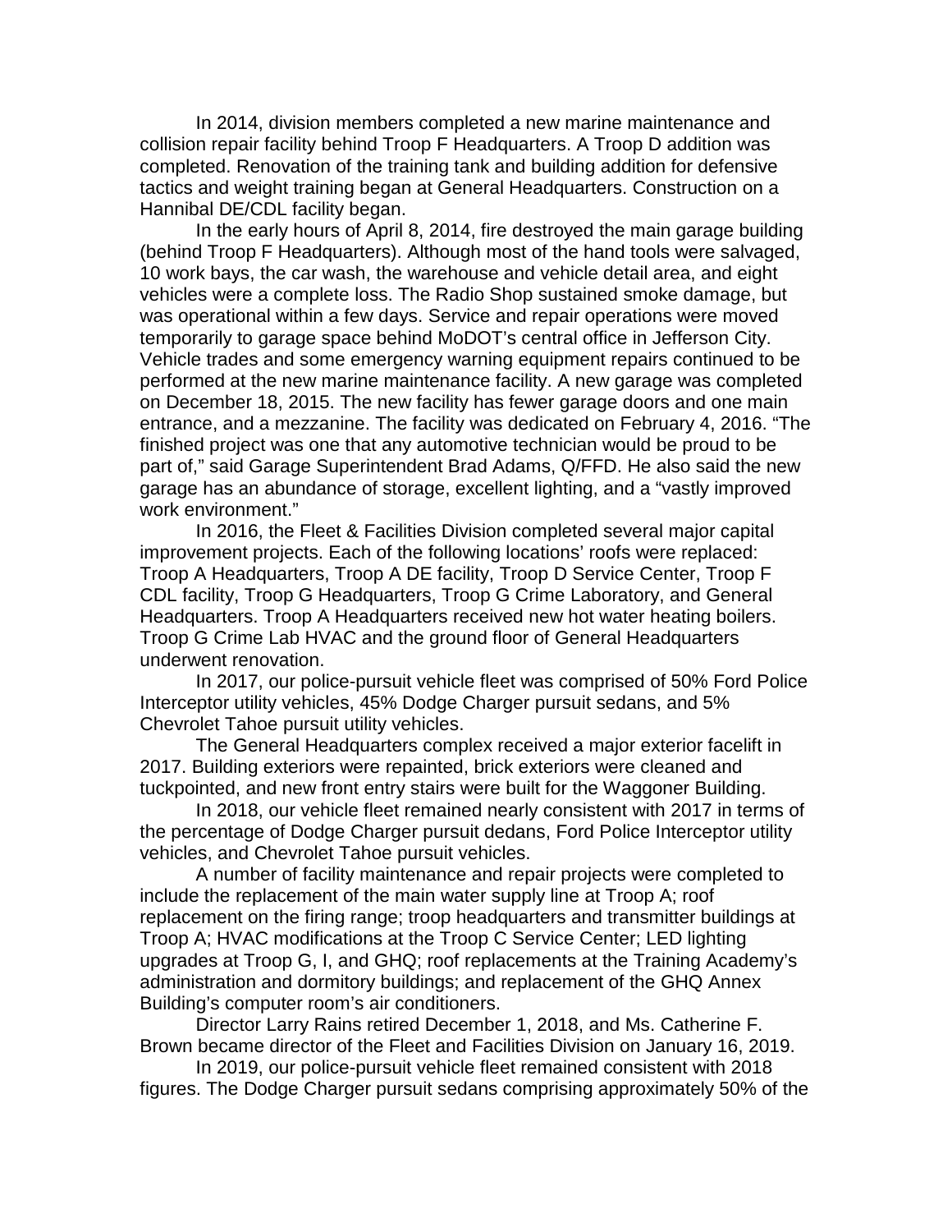In 2014, division members completed a new marine maintenance and collision repair facility behind Troop F Headquarters. A Troop D addition was completed. Renovation of the training tank and building addition for defensive tactics and weight training began at General Headquarters. Construction on a Hannibal DE/CDL facility began.

In the early hours of April 8, 2014, fire destroyed the main garage building (behind Troop F Headquarters). Although most of the hand tools were salvaged, 10 work bays, the car wash, the warehouse and vehicle detail area, and eight vehicles were a complete loss. The Radio Shop sustained smoke damage, but was operational within a few days. Service and repair operations were moved temporarily to garage space behind MoDOT's central office in Jefferson City. Vehicle trades and some emergency warning equipment repairs continued to be performed at the new marine maintenance facility. A new garage was completed on December 18, 2015. The new facility has fewer garage doors and one main entrance, and a mezzanine. The facility was dedicated on February 4, 2016. "The finished project was one that any automotive technician would be proud to be part of," said Garage Superintendent Brad Adams, Q/FFD. He also said the new garage has an abundance of storage, excellent lighting, and a "vastly improved work environment."

In 2016, the Fleet & Facilities Division completed several major capital improvement projects. Each of the following locations' roofs were replaced: Troop A Headquarters, Troop A DE facility, Troop D Service Center, Troop F CDL facility, Troop G Headquarters, Troop G Crime Laboratory, and General Headquarters. Troop A Headquarters received new hot water heating boilers. Troop G Crime Lab HVAC and the ground floor of General Headquarters underwent renovation.

In 2017, our police-pursuit vehicle fleet was comprised of 50% Ford Police Interceptor utility vehicles, 45% Dodge Charger pursuit sedans, and 5% Chevrolet Tahoe pursuit utility vehicles.

The General Headquarters complex received a major exterior facelift in 2017. Building exteriors were repainted, brick exteriors were cleaned and tuckpointed, and new front entry stairs were built for the Waggoner Building.

In 2018, our vehicle fleet remained nearly consistent with 2017 in terms of the percentage of Dodge Charger pursuit dedans, Ford Police Interceptor utility vehicles, and Chevrolet Tahoe pursuit vehicles.

A number of facility maintenance and repair projects were completed to include the replacement of the main water supply line at Troop A; roof replacement on the firing range; troop headquarters and transmitter buildings at Troop A; HVAC modifications at the Troop C Service Center; LED lighting upgrades at Troop G, I, and GHQ; roof replacements at the Training Academy's administration and dormitory buildings; and replacement of the GHQ Annex Building's computer room's air conditioners.

Director Larry Rains retired December 1, 2018, and Ms. Catherine F. Brown became director of the Fleet and Facilities Division on January 16, 2019.

In 2019, our police-pursuit vehicle fleet remained consistent with 2018 figures. The Dodge Charger pursuit sedans comprising approximately 50% of the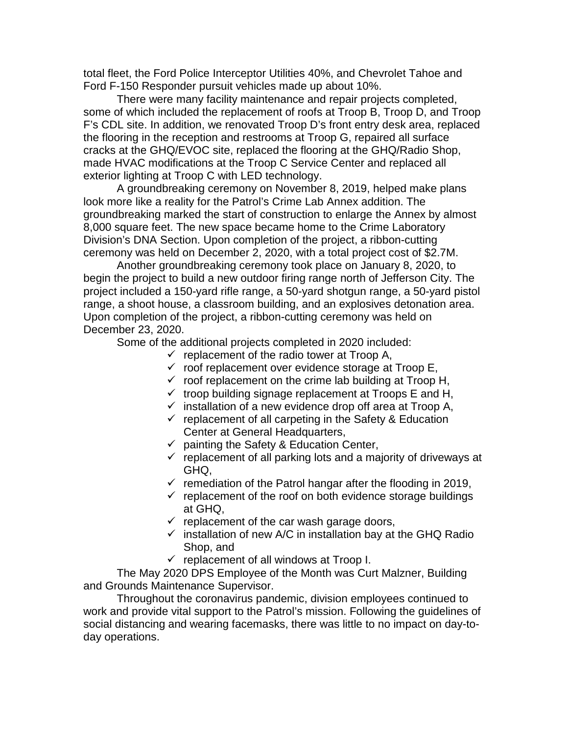total fleet, the Ford Police Interceptor Utilities 40%, and Chevrolet Tahoe and Ford F-150 Responder pursuit vehicles made up about 10%.

There were many facility maintenance and repair projects completed, some of which included the replacement of roofs at Troop B, Troop D, and Troop F's CDL site. In addition, we renovated Troop D's front entry desk area, replaced the flooring in the reception and restrooms at Troop G, repaired all surface cracks at the GHQ/EVOC site, replaced the flooring at the GHQ/Radio Shop, made HVAC modifications at the Troop C Service Center and replaced all exterior lighting at Troop C with LED technology.

A groundbreaking ceremony on November 8, 2019, helped make plans look more like a reality for the Patrol's Crime Lab Annex addition. The groundbreaking marked the start of construction to enlarge the Annex by almost 8,000 square feet. The new space became home to the Crime Laboratory Division's DNA Section. Upon completion of the project, a ribbon-cutting ceremony was held on December 2, 2020, with a total project cost of $2.7M.

Another groundbreaking ceremony took place on January 8, 2020, to begin the project to build a new outdoor firing range north of Jefferson City. The project included a 150-yard rifle range, a 50-yard shotgun range, a 50-yard pistol range, a shoot house, a classroom building, and an explosives detonation area. Upon completion of the project, a ribbon-cutting ceremony was held on December 23, 2020.

Some of the additional projects completed in 2020 included:

- ✓ replacement of the radio tower at Troop A,
- ✓ roof replacement over evidence storage at Troop E,
- ✓ roof replacement on the crime lab building at Troop H,
- ✓ troop building signage replacement at Troops E and H,
- ✓ installation of a new evidence drop off area at Troop A,
- ✓ replacement of all carpeting in the Safety & Education Center at General Headquarters,
- ✓ painting the Safety & Education Center,
- ✓ replacement of all parking lots and a majority of driveways at GHQ,
- ✓ remediation of the Patrol hangar after the flooding in 2019,
- ✓ replacement of the roof on both evidence storage buildings at GHQ,
- ✓ replacement of the car wash garage doors,
- ✓ installation of new A/C in installation bay at the GHQ Radio Shop, and
- ✓ replacement of all windows at Troop I.

The May 2020 DPS Employee of the Month was Curt Malzner, Building and Grounds Maintenance Supervisor.

Throughout the coronavirus pandemic, division employees continued to work and provide vital support to the Patrol's mission. Following the guidelines of social distancing and wearing facemasks, there was little to no impact on day-to-day operations.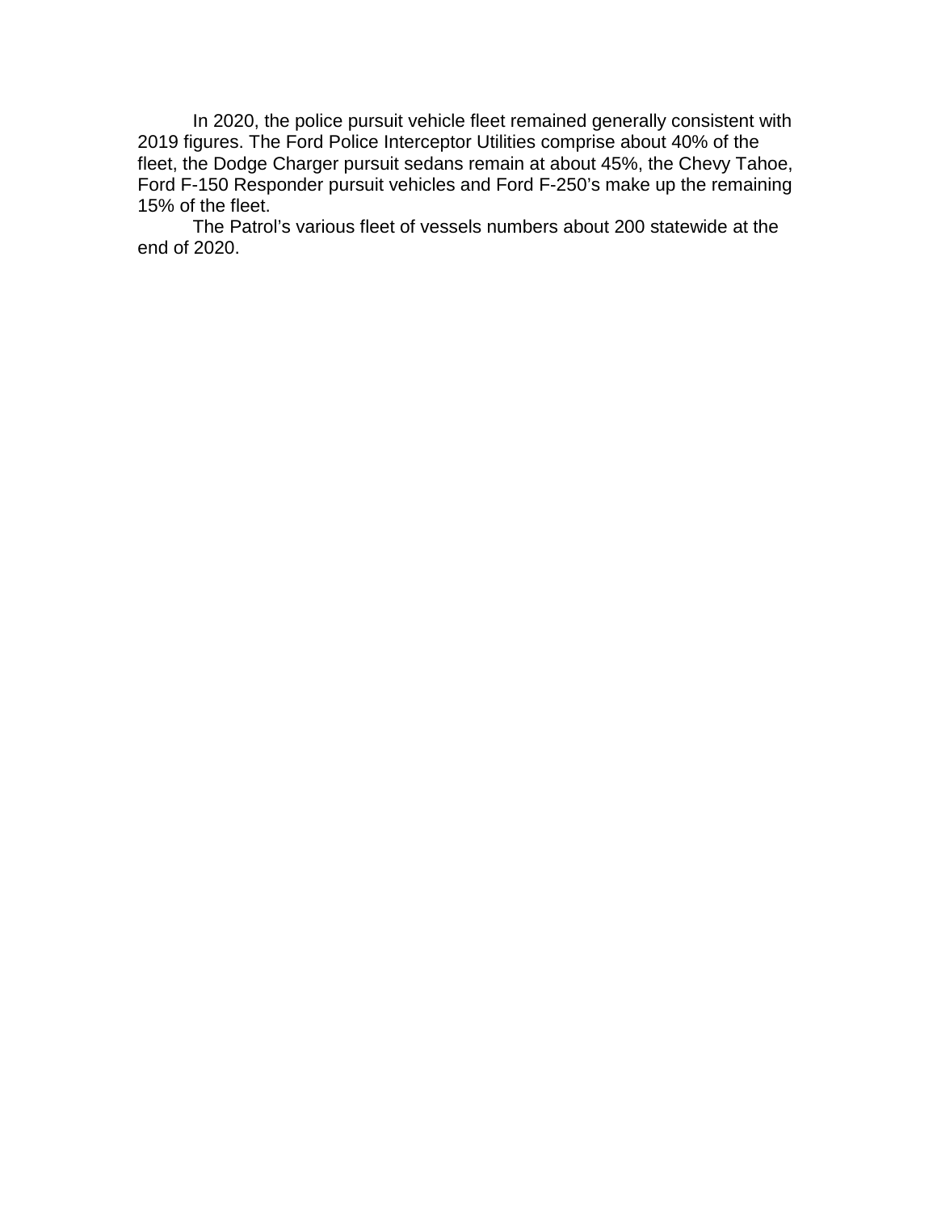In 2020, the police pursuit vehicle fleet remained generally consistent with 2019 figures. The Ford Police Interceptor Utilities comprise about 40% of the fleet, the Dodge Charger pursuit sedans remain at about 45%, the Chevy Tahoe, Ford F-150 Responder pursuit vehicles and Ford F-250's make up the remaining 15% of the fleet.

The Patrol's various fleet of vessels numbers about 200 statewide at the end of 2020.